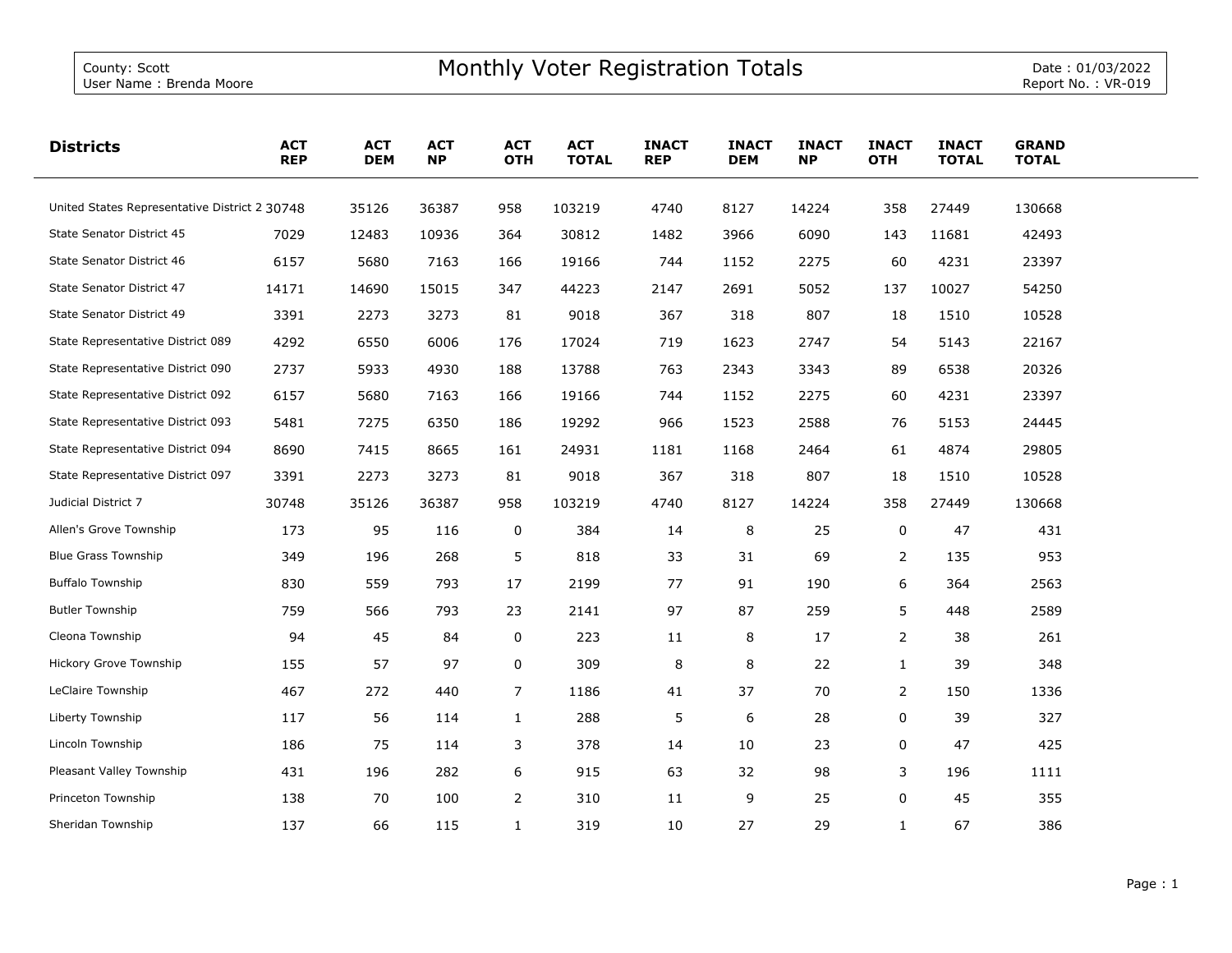County: Scott
User Name : Brenda Moore

# Monthly Voter Registration Totals

Date : 01/03/2022
Report No. : VR-019

| Districts | ACT REP | ACT DEM | ACT NP | ACT OTH | ACT TOTAL | INACT REP | INACT DEM | INACT NP | INACT OTH | INACT TOTAL | GRAND TOTAL |
|---|---|---|---|---|---|---|---|---|---|---|---|
| United States Representative District 2 | 30748 | 35126 | 36387 | 958 | 103219 | 4740 | 8127 | 14224 | 358 | 27449 | 130668 |
| State Senator District 45 | 7029 | 12483 | 10936 | 364 | 30812 | 1482 | 3966 | 6090 | 143 | 11681 | 42493 |
| State Senator District 46 | 6157 | 5680 | 7163 | 166 | 19166 | 744 | 1152 | 2275 | 60 | 4231 | 23397 |
| State Senator District 47 | 14171 | 14690 | 15015 | 347 | 44223 | 2147 | 2691 | 5052 | 137 | 10027 | 54250 |
| State Senator District 49 | 3391 | 2273 | 3273 | 81 | 9018 | 367 | 318 | 807 | 18 | 1510 | 10528 |
| State Representative District 089 | 4292 | 6550 | 6006 | 176 | 17024 | 719 | 1623 | 2747 | 54 | 5143 | 22167 |
| State Representative District 090 | 2737 | 5933 | 4930 | 188 | 13788 | 763 | 2343 | 3343 | 89 | 6538 | 20326 |
| State Representative District 092 | 6157 | 5680 | 7163 | 166 | 19166 | 744 | 1152 | 2275 | 60 | 4231 | 23397 |
| State Representative District 093 | 5481 | 7275 | 6350 | 186 | 19292 | 966 | 1523 | 2588 | 76 | 5153 | 24445 |
| State Representative District 094 | 8690 | 7415 | 8665 | 161 | 24931 | 1181 | 1168 | 2464 | 61 | 4874 | 29805 |
| State Representative District 097 | 3391 | 2273 | 3273 | 81 | 9018 | 367 | 318 | 807 | 18 | 1510 | 10528 |
| Judicial District 7 | 30748 | 35126 | 36387 | 958 | 103219 | 4740 | 8127 | 14224 | 358 | 27449 | 130668 |
| Allen's Grove Township | 173 | 95 | 116 | 0 | 384 | 14 | 8 | 25 | 0 | 47 | 431 |
| Blue Grass Township | 349 | 196 | 268 | 5 | 818 | 33 | 31 | 69 | 2 | 135 | 953 |
| Buffalo Township | 830 | 559 | 793 | 17 | 2199 | 77 | 91 | 190 | 6 | 364 | 2563 |
| Butler Township | 759 | 566 | 793 | 23 | 2141 | 97 | 87 | 259 | 5 | 448 | 2589 |
| Cleona Township | 94 | 45 | 84 | 0 | 223 | 11 | 8 | 17 | 2 | 38 | 261 |
| Hickory Grove Township | 155 | 57 | 97 | 0 | 309 | 8 | 8 | 22 | 1 | 39 | 348 |
| LeClaire Township | 467 | 272 | 440 | 7 | 1186 | 41 | 37 | 70 | 2 | 150 | 1336 |
| Liberty Township | 117 | 56 | 114 | 1 | 288 | 5 | 6 | 28 | 0 | 39 | 327 |
| Lincoln Township | 186 | 75 | 114 | 3 | 378 | 14 | 10 | 23 | 0 | 47 | 425 |
| Pleasant Valley Township | 431 | 196 | 282 | 6 | 915 | 63 | 32 | 98 | 3 | 196 | 1111 |
| Princeton Township | 138 | 70 | 100 | 2 | 310 | 11 | 9 | 25 | 0 | 45 | 355 |
| Sheridan Township | 137 | 66 | 115 | 1 | 319 | 10 | 27 | 29 | 1 | 67 | 386 |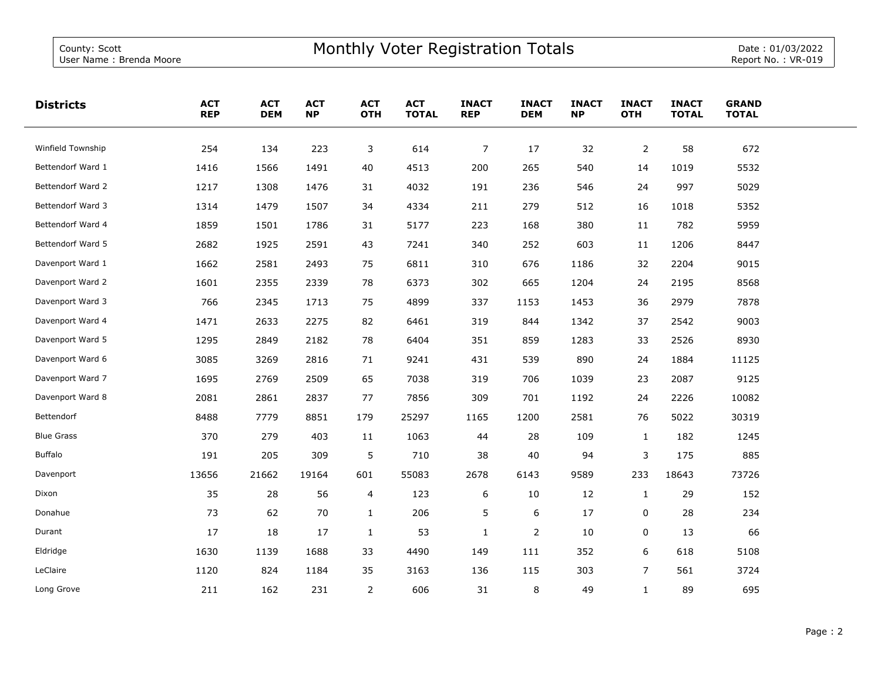County: Scott
User Name : Brenda Moore

# Monthly Voter Registration Totals

Date : 01/03/2022
Report No. : VR-019

| Districts | ACT REP | ACT DEM | ACT NP | ACT OTH | ACT TOTAL | INACT REP | INACT DEM | INACT NP | INACT OTH | INACT TOTAL | GRAND TOTAL |
|---|---|---|---|---|---|---|---|---|---|---|---|
| Winfield Township | 254 | 134 | 223 | 3 | 614 | 7 | 17 | 32 | 2 | 58 | 672 |
| Bettendorf Ward 1 | 1416 | 1566 | 1491 | 40 | 4513 | 200 | 265 | 540 | 14 | 1019 | 5532 |
| Bettendorf Ward 2 | 1217 | 1308 | 1476 | 31 | 4032 | 191 | 236 | 546 | 24 | 997 | 5029 |
| Bettendorf Ward 3 | 1314 | 1479 | 1507 | 34 | 4334 | 211 | 279 | 512 | 16 | 1018 | 5352 |
| Bettendorf Ward 4 | 1859 | 1501 | 1786 | 31 | 5177 | 223 | 168 | 380 | 11 | 782 | 5959 |
| Bettendorf Ward 5 | 2682 | 1925 | 2591 | 43 | 7241 | 340 | 252 | 603 | 11 | 1206 | 8447 |
| Davenport Ward 1 | 1662 | 2581 | 2493 | 75 | 6811 | 310 | 676 | 1186 | 32 | 2204 | 9015 |
| Davenport Ward 2 | 1601 | 2355 | 2339 | 78 | 6373 | 302 | 665 | 1204 | 24 | 2195 | 8568 |
| Davenport Ward 3 | 766 | 2345 | 1713 | 75 | 4899 | 337 | 1153 | 1453 | 36 | 2979 | 7878 |
| Davenport Ward 4 | 1471 | 2633 | 2275 | 82 | 6461 | 319 | 844 | 1342 | 37 | 2542 | 9003 |
| Davenport Ward 5 | 1295 | 2849 | 2182 | 78 | 6404 | 351 | 859 | 1283 | 33 | 2526 | 8930 |
| Davenport Ward 6 | 3085 | 3269 | 2816 | 71 | 9241 | 431 | 539 | 890 | 24 | 1884 | 11125 |
| Davenport Ward 7 | 1695 | 2769 | 2509 | 65 | 7038 | 319 | 706 | 1039 | 23 | 2087 | 9125 |
| Davenport Ward 8 | 2081 | 2861 | 2837 | 77 | 7856 | 309 | 701 | 1192 | 24 | 2226 | 10082 |
| Bettendorf | 8488 | 7779 | 8851 | 179 | 25297 | 1165 | 1200 | 2581 | 76 | 5022 | 30319 |
| Blue Grass | 370 | 279 | 403 | 11 | 1063 | 44 | 28 | 109 | 1 | 182 | 1245 |
| Buffalo | 191 | 205 | 309 | 5 | 710 | 38 | 40 | 94 | 3 | 175 | 885 |
| Davenport | 13656 | 21662 | 19164 | 601 | 55083 | 2678 | 6143 | 9589 | 233 | 18643 | 73726 |
| Dixon | 35 | 28 | 56 | 4 | 123 | 6 | 10 | 12 | 1 | 29 | 152 |
| Donahue | 73 | 62 | 70 | 1 | 206 | 5 | 6 | 17 | 0 | 28 | 234 |
| Durant | 17 | 18 | 17 | 1 | 53 | 1 | 2 | 10 | 0 | 13 | 66 |
| Eldridge | 1630 | 1139 | 1688 | 33 | 4490 | 149 | 111 | 352 | 6 | 618 | 5108 |
| LeClaire | 1120 | 824 | 1184 | 35 | 3163 | 136 | 115 | 303 | 7 | 561 | 3724 |
| Long Grove | 211 | 162 | 231 | 2 | 606 | 31 | 8 | 49 | 1 | 89 | 695 |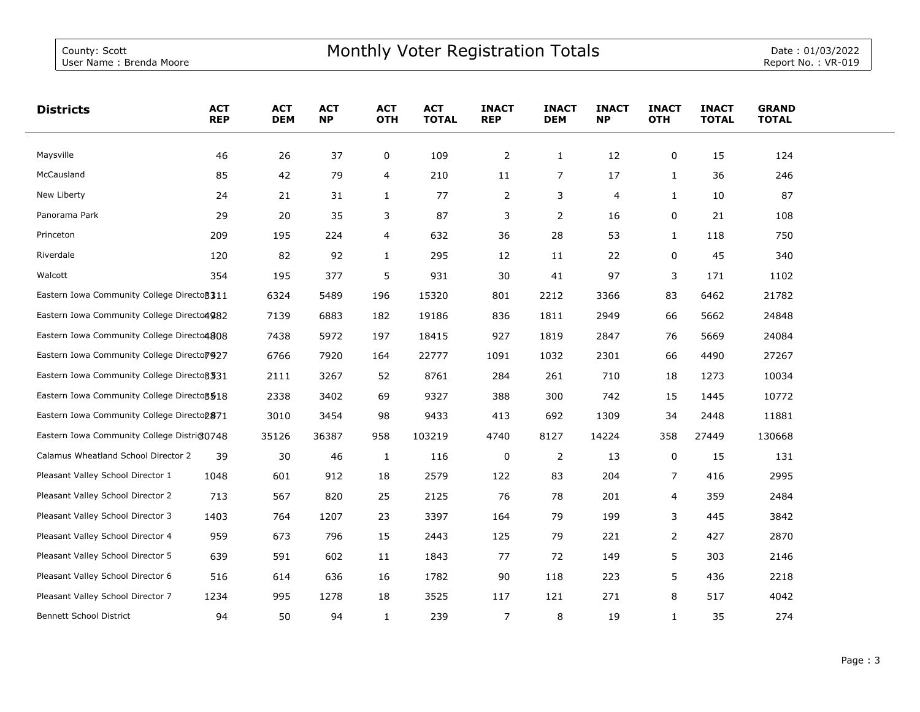| Districts | ACT REP | ACT DEM | ACT NP | ACT OTH | ACT TOTAL | INACT REP | INACT DEM | INACT NP | INACT OTH | INACT TOTAL | GRAND TOTAL |
|---|---|---|---|---|---|---|---|---|---|---|---|
| Maysville | 46 | 26 | 37 | 0 | 109 | 2 | 1 | 12 | 0 | 15 | 124 |
| McCausland | 85 | 42 | 79 | 4 | 210 | 11 | 7 | 17 | 1 | 36 | 246 |
| New Liberty | 24 | 21 | 31 | 1 | 77 | 2 | 3 | 4 | 1 | 10 | 87 |
| Panorama Park | 29 | 20 | 35 | 3 | 87 | 3 | 2 | 16 | 0 | 21 | 108 |
| Princeton | 209 | 195 | 224 | 4 | 632 | 36 | 28 | 53 | 1 | 118 | 750 |
| Riverdale | 120 | 82 | 92 | 1 | 295 | 12 | 11 | 22 | 0 | 45 | 340 |
| Walcott | 354 | 195 | 377 | 5 | 931 | 30 | 41 | 97 | 3 | 171 | 1102 |
| Eastern Iowa Community College Director 1 | 3311 | 6324 | 5489 | 196 | 15320 | 801 | 2212 | 3366 | 83 | 6462 | 21782 |
| Eastern Iowa Community College Director 2 | 4982 | 7139 | 6883 | 182 | 19186 | 836 | 1811 | 2949 | 66 | 5662 | 24848 |
| Eastern Iowa Community College Director 3 | 4808 | 7438 | 5972 | 197 | 18415 | 927 | 1819 | 2847 | 76 | 5669 | 24084 |
| Eastern Iowa Community College Director 4 | 7927 | 6766 | 7920 | 164 | 22777 | 1091 | 1032 | 2301 | 66 | 4490 | 27267 |
| Eastern Iowa Community College Director 5 | 3331 | 2111 | 3267 | 52 | 8761 | 284 | 261 | 710 | 18 | 1273 | 10034 |
| Eastern Iowa Community College Director 6 | 3518 | 2338 | 3402 | 69 | 9327 | 388 | 300 | 742 | 15 | 1445 | 10772 |
| Eastern Iowa Community College Director 7 | 2871 | 3010 | 3454 | 98 | 9433 | 413 | 692 | 1309 | 34 | 2448 | 11881 |
| Eastern Iowa Community College District | 30748 | 35126 | 36387 | 958 | 103219 | 4740 | 8127 | 14224 | 358 | 27449 | 130668 |
| Calamus Wheatland School Director 2 | 39 | 30 | 46 | 1 | 116 | 0 | 2 | 13 | 0 | 15 | 131 |
| Pleasant Valley School Director 1 | 1048 | 601 | 912 | 18 | 2579 | 122 | 83 | 204 | 7 | 416 | 2995 |
| Pleasant Valley School Director 2 | 713 | 567 | 820 | 25 | 2125 | 76 | 78 | 201 | 4 | 359 | 2484 |
| Pleasant Valley School Director 3 | 1403 | 764 | 1207 | 23 | 3397 | 164 | 79 | 199 | 3 | 445 | 3842 |
| Pleasant Valley School Director 4 | 959 | 673 | 796 | 15 | 2443 | 125 | 79 | 221 | 2 | 427 | 2870 |
| Pleasant Valley School Director 5 | 639 | 591 | 602 | 11 | 1843 | 77 | 72 | 149 | 5 | 303 | 2146 |
| Pleasant Valley School Director 6 | 516 | 614 | 636 | 16 | 1782 | 90 | 118 | 223 | 5 | 436 | 2218 |
| Pleasant Valley School Director 7 | 1234 | 995 | 1278 | 18 | 3525 | 117 | 121 | 271 | 8 | 517 | 4042 |
| Bennett School District | 94 | 50 | 94 | 1 | 239 | 7 | 8 | 19 | 1 | 35 | 274 |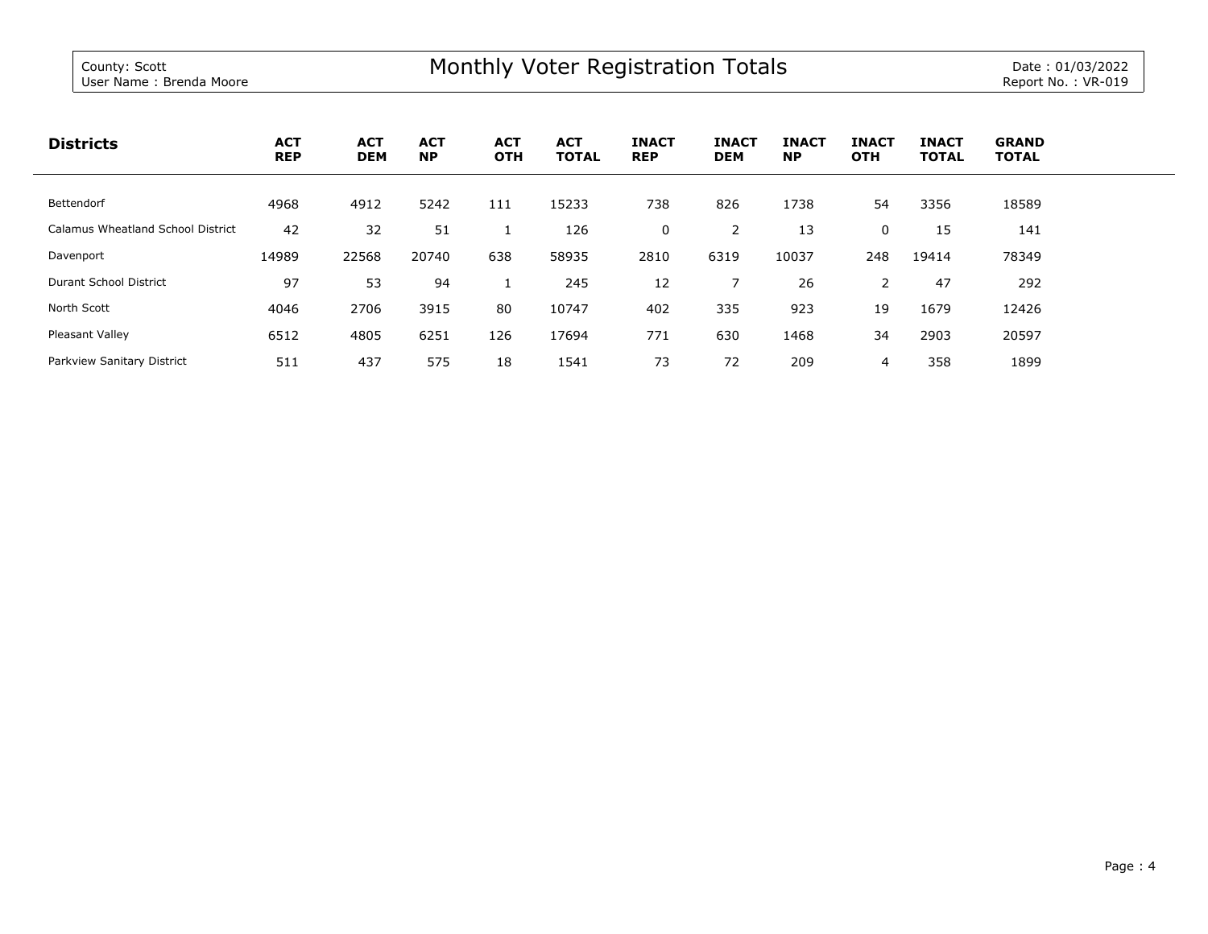County: Scott
User Name : Brenda Moore

# Monthly Voter Registration Totals

Date : 01/03/2022
Report No. : VR-019

| Districts | ACT REP | ACT DEM | ACT NP | ACT OTH | ACT TOTAL | INACT REP | INACT DEM | INACT NP | INACT OTH | INACT TOTAL | GRAND TOTAL |
|---|---|---|---|---|---|---|---|---|---|---|---|
| Bettendorf | 4968 | 4912 | 5242 | 111 | 15233 | 738 | 826 | 1738 | 54 | 3356 | 18589 |
| Calamus Wheatland School District | 42 | 32 | 51 | 1 | 126 | 0 | 2 | 13 | 0 | 15 | 141 |
| Davenport | 14989 | 22568 | 20740 | 638 | 58935 | 2810 | 6319 | 10037 | 248 | 19414 | 78349 |
| Durant School District | 97 | 53 | 94 | 1 | 245 | 12 | 7 | 26 | 2 | 47 | 292 |
| North Scott | 4046 | 2706 | 3915 | 80 | 10747 | 402 | 335 | 923 | 19 | 1679 | 12426 |
| Pleasant Valley | 6512 | 4805 | 6251 | 126 | 17694 | 771 | 630 | 1468 | 34 | 2903 | 20597 |
| Parkview Sanitary District | 511 | 437 | 575 | 18 | 1541 | 73 | 72 | 209 | 4 | 358 | 1899 |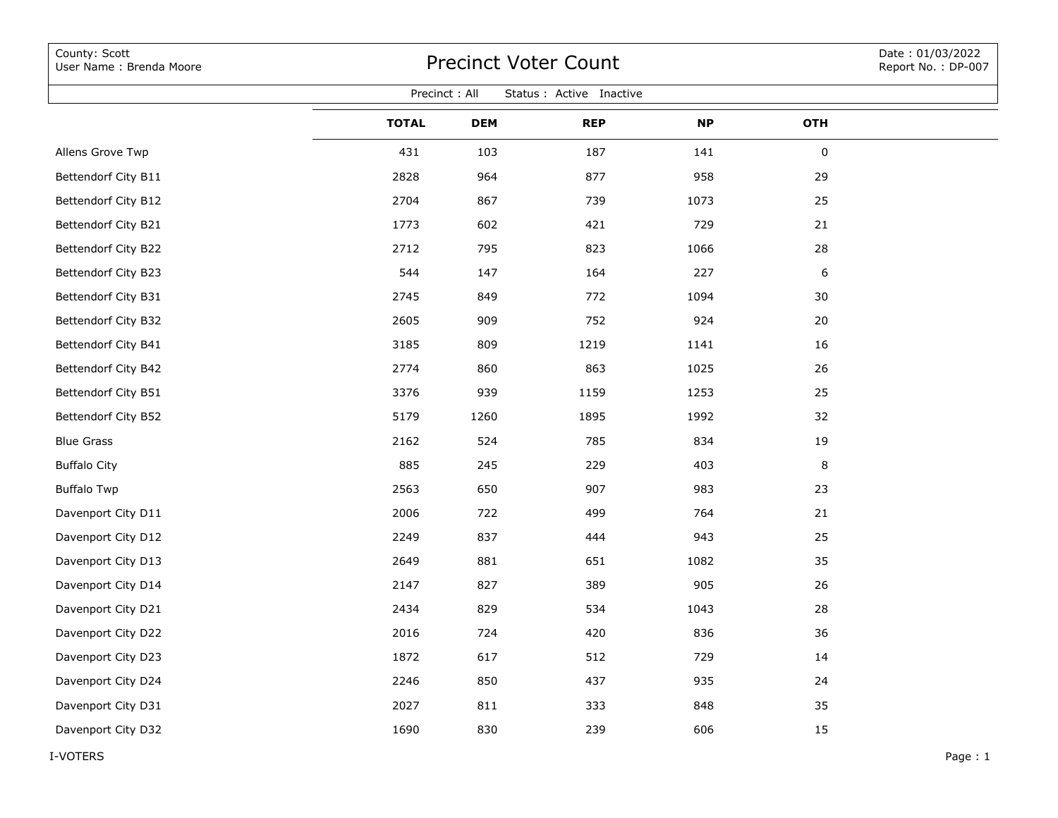County: Scott
User Name : Brenda Moore

# Precinct Voter Count

Date : 01/03/2022
Report No. : DP-007

Precinct : All  Status : Active Inactive

| | TOTAL | DEM | REP | NP | OTH |
|---|---|---|---|---|---|
| Allens Grove Twp | 431 | 103 | 187 | 141 | 0 |
| Bettendorf City B11 | 2828 | 964 | 877 | 958 | 29 |
| Bettendorf City B12 | 2704 | 867 | 739 | 1073 | 25 |
| Bettendorf City B21 | 1773 | 602 | 421 | 729 | 21 |
| Bettendorf City B22 | 2712 | 795 | 823 | 1066 | 28 |
| Bettendorf City B23 | 544 | 147 | 164 | 227 | 6 |
| Bettendorf City B31 | 2745 | 849 | 772 | 1094 | 30 |
| Bettendorf City B32 | 2605 | 909 | 752 | 924 | 20 |
| Bettendorf City B41 | 3185 | 809 | 1219 | 1141 | 16 |
| Bettendorf City B42 | 2774 | 860 | 863 | 1025 | 26 |
| Bettendorf City B51 | 3376 | 939 | 1159 | 1253 | 25 |
| Bettendorf City B52 | 5179 | 1260 | 1895 | 1992 | 32 |
| Blue Grass | 2162 | 524 | 785 | 834 | 19 |
| Buffalo City | 885 | 245 | 229 | 403 | 8 |
| Buffalo Twp | 2563 | 650 | 907 | 983 | 23 |
| Davenport City D11 | 2006 | 722 | 499 | 764 | 21 |
| Davenport City D12 | 2249 | 837 | 444 | 943 | 25 |
| Davenport City D13 | 2649 | 881 | 651 | 1082 | 35 |
| Davenport City D14 | 2147 | 827 | 389 | 905 | 26 |
| Davenport City D21 | 2434 | 829 | 534 | 1043 | 28 |
| Davenport City D22 | 2016 | 724 | 420 | 836 | 36 |
| Davenport City D23 | 1872 | 617 | 512 | 729 | 14 |
| Davenport City D24 | 2246 | 850 | 437 | 935 | 24 |
| Davenport City D31 | 2027 | 811 | 333 | 848 | 35 |
| Davenport City D32 | 1690 | 830 | 239 | 606 | 15 |

I-VOTERS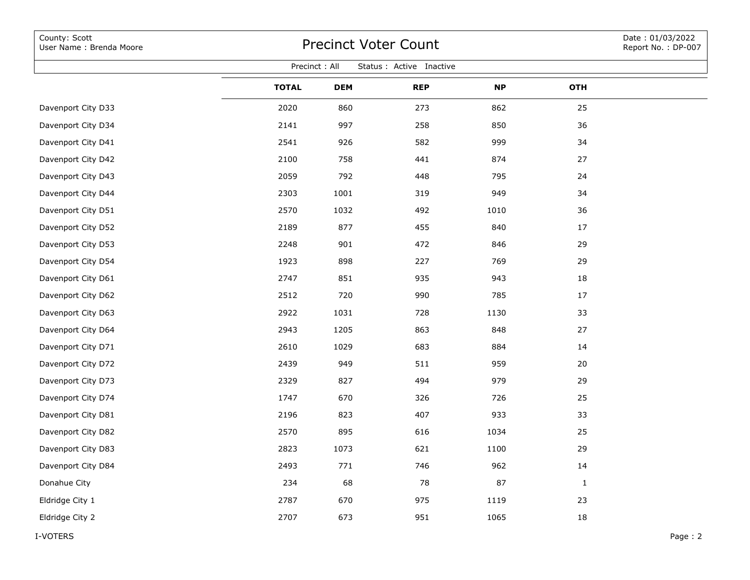County: Scott
User Name : Brenda Moore

# Precinct Voter Count

Date : 01/03/2022
Report No. : DP-007

Precinct : All  Status : Active Inactive

| | TOTAL | DEM | REP | NP | OTH |
|---|---|---|---|---|---|
| Davenport City D33 | 2020 | 860 | 273 | 862 | 25 |
| Davenport City D34 | 2141 | 997 | 258 | 850 | 36 |
| Davenport City D41 | 2541 | 926 | 582 | 999 | 34 |
| Davenport City D42 | 2100 | 758 | 441 | 874 | 27 |
| Davenport City D43 | 2059 | 792 | 448 | 795 | 24 |
| Davenport City D44 | 2303 | 1001 | 319 | 949 | 34 |
| Davenport City D51 | 2570 | 1032 | 492 | 1010 | 36 |
| Davenport City D52 | 2189 | 877 | 455 | 840 | 17 |
| Davenport City D53 | 2248 | 901 | 472 | 846 | 29 |
| Davenport City D54 | 1923 | 898 | 227 | 769 | 29 |
| Davenport City D61 | 2747 | 851 | 935 | 943 | 18 |
| Davenport City D62 | 2512 | 720 | 990 | 785 | 17 |
| Davenport City D63 | 2922 | 1031 | 728 | 1130 | 33 |
| Davenport City D64 | 2943 | 1205 | 863 | 848 | 27 |
| Davenport City D71 | 2610 | 1029 | 683 | 884 | 14 |
| Davenport City D72 | 2439 | 949 | 511 | 959 | 20 |
| Davenport City D73 | 2329 | 827 | 494 | 979 | 29 |
| Davenport City D74 | 1747 | 670 | 326 | 726 | 25 |
| Davenport City D81 | 2196 | 823 | 407 | 933 | 33 |
| Davenport City D82 | 2570 | 895 | 616 | 1034 | 25 |
| Davenport City D83 | 2823 | 1073 | 621 | 1100 | 29 |
| Davenport City D84 | 2493 | 771 | 746 | 962 | 14 |
| Donahue City | 234 | 68 | 78 | 87 | 1 |
| Eldridge City 1 | 2787 | 670 | 975 | 1119 | 23 |
| Eldridge City 2 | 2707 | 673 | 951 | 1065 | 18 |

I-VOTERS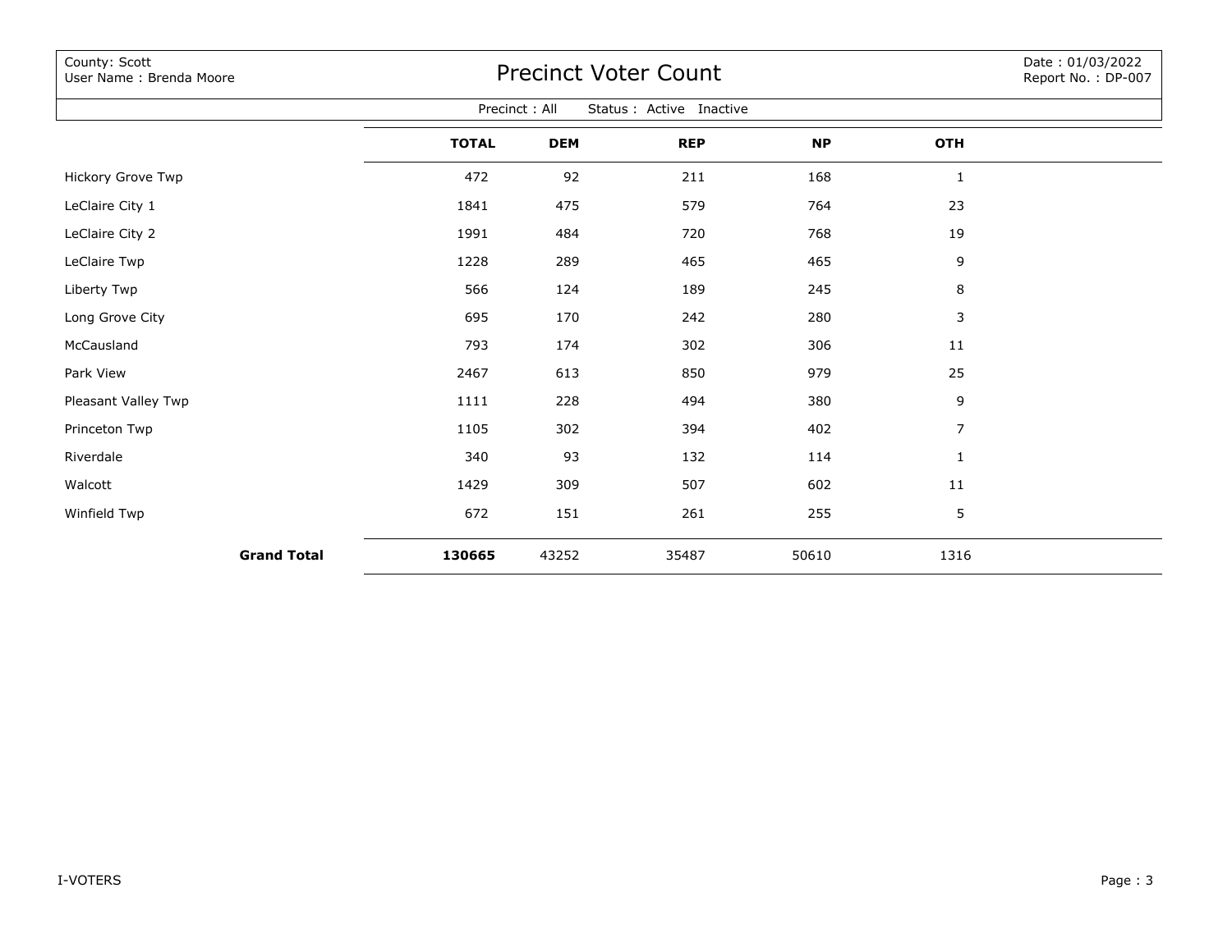County: Scott
User Name : Brenda Moore

# Precinct Voter Count

Date : 01/03/2022
Report No. : DP-007

Precinct : All    Status : Active  Inactive

| | TOTAL | DEM | REP | NP | OTH |
|---|---|---|---|---|---|
| Hickory Grove Twp | 472 | 92 | 211 | 168 | 1 |
| LeClaire City 1 | 1841 | 475 | 579 | 764 | 23 |
| LeClaire City 2 | 1991 | 484 | 720 | 768 | 19 |
| LeClaire Twp | 1228 | 289 | 465 | 465 | 9 |
| Liberty Twp | 566 | 124 | 189 | 245 | 8 |
| Long Grove City | 695 | 170 | 242 | 280 | 3 |
| McCausland | 793 | 174 | 302 | 306 | 11 |
| Park View | 2467 | 613 | 850 | 979 | 25 |
| Pleasant Valley Twp | 1111 | 228 | 494 | 380 | 9 |
| Princeton Twp | 1105 | 302 | 394 | 402 | 7 |
| Riverdale | 340 | 93 | 132 | 114 | 1 |
| Walcott | 1429 | 309 | 507 | 602 | 11 |
| Winfield Twp | 672 | 151 | 261 | 255 | 5 |
| **Grand Total** | **130665** | 43252 | 35487 | 50610 | 1316 |

I-VOTERS